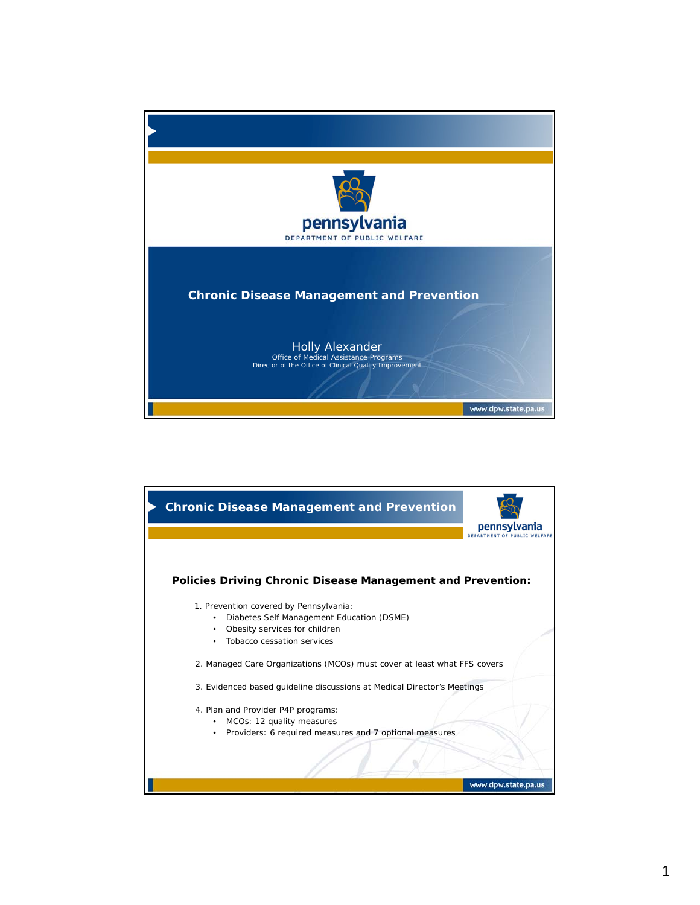pennsylvania
DEPARTMENT OF PUBLIC WELFARE

# Chronic Disease Management and Prevention

Holly Alexander
Office of Medical Assistance Programs
Director of the Office of Clinical Quality Improvement

www.dpw.state.pa.us

---

## Chronic Disease Management and Prevention

### Policies Driving Chronic Disease Management and Prevention:

1. Prevention covered by Pennsylvania:
   - Diabetes Self Management Education (DSME)
   - Obesity services for children
   - Tobacco cessation services

2. Managed Care Organizations (MCOs) must cover at least what FFS covers

3. Evidenced based guideline discussions at Medical Director's Meetings

4. Plan and Provider P4P programs:
   - MCOs: 12 quality measures
   - Providers: 6 required measures and 7 optional measures

www.dpw.state.pa.us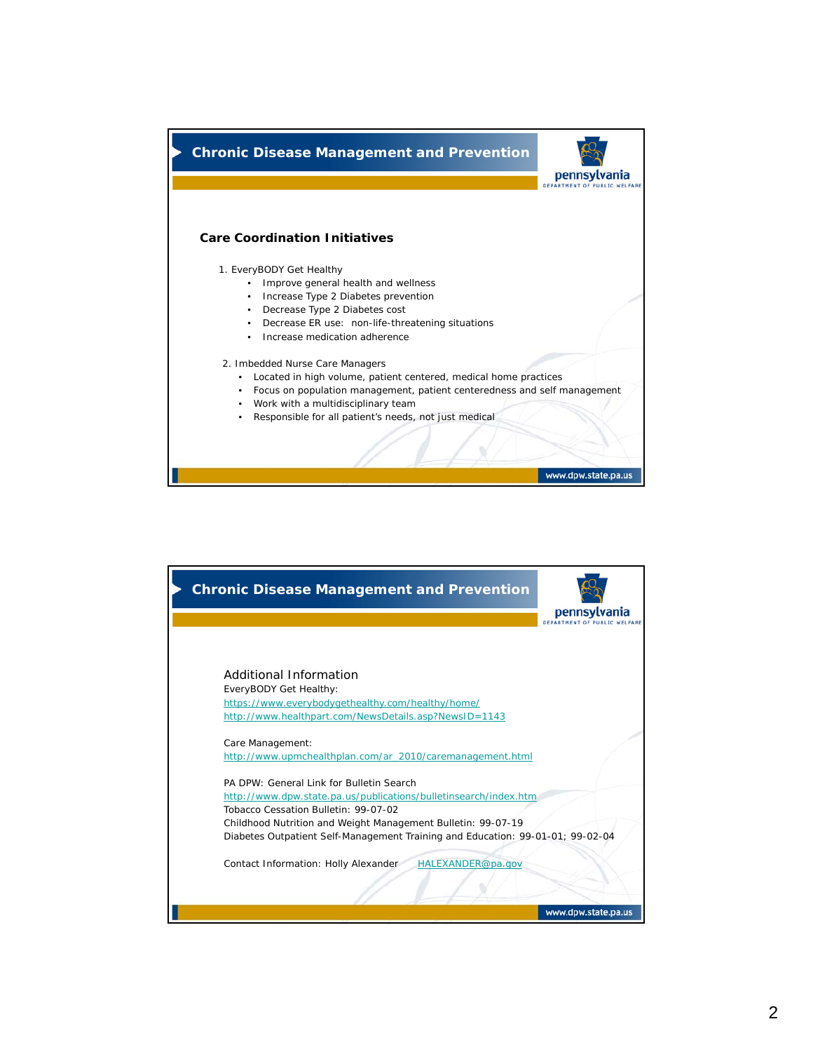## Chronic Disease Management and Prevention

### Care Coordination Initiatives

1. EveryBODY Get Healthy
   - Improve general health and wellness
   - Increase Type 2 Diabetes prevention
   - Decrease Type 2 Diabetes cost
   - Decrease ER use: non-life-threatening situations
   - Increase medication adherence

2. Imbedded Nurse Care Managers
   - Located in high volume, patient centered, medical home practices
   - Focus on population management, patient centeredness and self management
   - Work with a multidisciplinary team
   - Responsible for all patient's needs, not just medical

www.dpw.state.pa.us

## Chronic Disease Management and Prevention

### Additional Information

EveryBODY Get Healthy:
https://www.everybodygethealthy.com/healthy/home/
http://www.healthpart.com/NewsDetails.asp?NewsID=1143

Care Management:
http://www.upmchealthplan.com/ar_2010/caremanagement.html

PA DPW: General Link for Bulletin Search
http://www.dpw.state.pa.us/publications/bulletinsearch/index.htm
Tobacco Cessation Bulletin: 99-07-02
Childhood Nutrition and Weight Management Bulletin: 99-07-19
Diabetes Outpatient Self-Management Training and Education: 99-01-01; 99-02-04

Contact Information: Holly Alexander HALEXANDER@pa.gov

www.dpw.state.pa.us